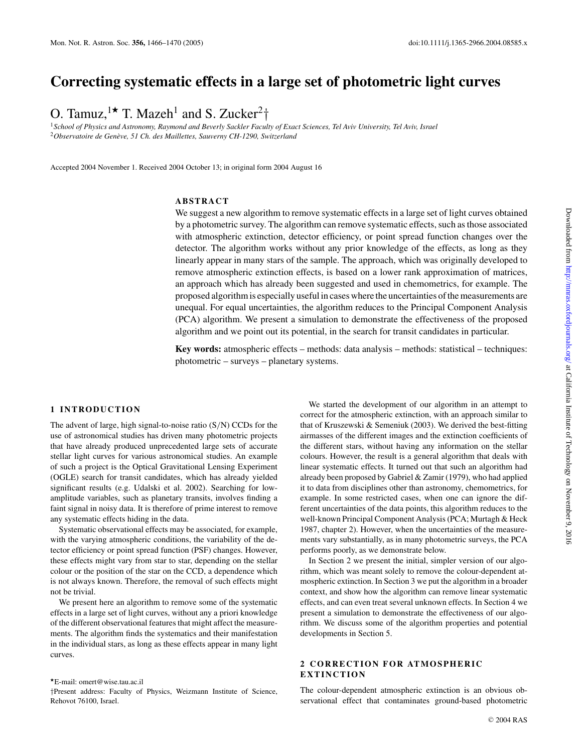# Correcting systematic effects in a large set of photometric light curves

O. Tamuz,[1★] T. Mazeh[1] and S. Zucker[2]†

[1]*School of Physics and Astronomy, Raymond and Beverly Sackler Faculty of Exact Sciences, Tel Aviv University, Tel Aviv, Israel*
[2]*Observatoire de Genève, 51 Ch. des Maillettes, Sauverny CH-1290, Switzerland*

Accepted 2004 November 1. Received 2004 October 13; in original form 2004 August 16

## ABSTRACT

We suggest a new algorithm to remove systematic effects in a large set of light curves obtained by a photometric survey. The algorithm can remove systematic effects, such as those associated with atmospheric extinction, detector efficiency, or point spread function changes over the detector. The algorithm works without any prior knowledge of the effects, as long as they linearly appear in many stars of the sample. The approach, which was originally developed to remove atmospheric extinction effects, is based on a lower rank approximation of matrices, an approach which has already been suggested and used in chemometrics, for example. The proposed algorithm is especially useful in cases where the uncertainties of the measurements are unequal. For equal uncertainties, the algorithm reduces to the Principal Component Analysis (PCA) algorithm. We present a simulation to demonstrate the effectiveness of the proposed algorithm and we point out its potential, in the search for transit candidates in particular.

**Key words:** atmospheric effects – methods: data analysis – methods: statistical – techniques: photometric – surveys – planetary systems.

## 1 INTRODUCTION

The advent of large, high signal-to-noise ratio (S/N) CCDs for the use of astronomical studies has driven many photometric projects that have already produced unprecedented large sets of accurate stellar light curves for various astronomical studies. An example of such a project is the Optical Gravitational Lensing Experiment (OGLE) search for transit candidates, which has already yielded significant results (e.g. Udalski et al. 2002). Searching for low-amplitude variables, such as planetary transits, involves finding a faint signal in noisy data. It is therefore of prime interest to remove any systematic effects hiding in the data.

Systematic observational effects may be associated, for example, with the varying atmospheric conditions, the variability of the detector efficiency or point spread function (PSF) changes. However, these effects might vary from star to star, depending on the stellar colour or the position of the star on the CCD, a dependence which is not always known. Therefore, the removal of such effects might not be trivial.

We present here an algorithm to remove some of the systematic effects in a large set of light curves, without any a priori knowledge of the different observational features that might affect the measurements. The algorithm finds the systematics and their manifestation in the individual stars, as long as these effects appear in many light curves.

We started the development of our algorithm in an attempt to correct for the atmospheric extinction, with an approach similar to that of Kruszewski & Semeniuk (2003). We derived the best-fitting airmasses of the different images and the extinction coefficients of the different stars, without having any information on the stellar colours. However, the result is a general algorithm that deals with linear systematic effects. It turned out that such an algorithm had already been proposed by Gabriel & Zamir (1979), who had applied it to data from disciplines other than astronomy, chemometrics, for example. In some restricted cases, when one can ignore the different uncertainties of the data points, this algorithm reduces to the well-known Principal Component Analysis (PCA; Murtagh & Heck 1987, chapter 2). However, when the uncertainties of the measurements vary substantially, as in many photometric surveys, the PCA performs poorly, as we demonstrate below.

In Section 2 we present the initial, simpler version of our algorithm, which was meant solely to remove the colour-dependent atmospheric extinction. In Section 3 we put the algorithm in a broader context, and show how the algorithm can remove linear systematic effects, and can even treat several unknown effects. In Section 4 we present a simulation to demonstrate the effectiveness of our algorithm. We discuss some of the algorithm properties and potential developments in Section 5.

## 2 CORRECTION FOR ATMOSPHERIC EXTINCTION

The colour-dependent atmospheric extinction is an obvious observational effect that contaminates ground-based photometric

★E-mail: omert@wise.tau.ac.il
†Present address: Faculty of Physics, Weizmann Institute of Science, Rehovot 76100, Israel.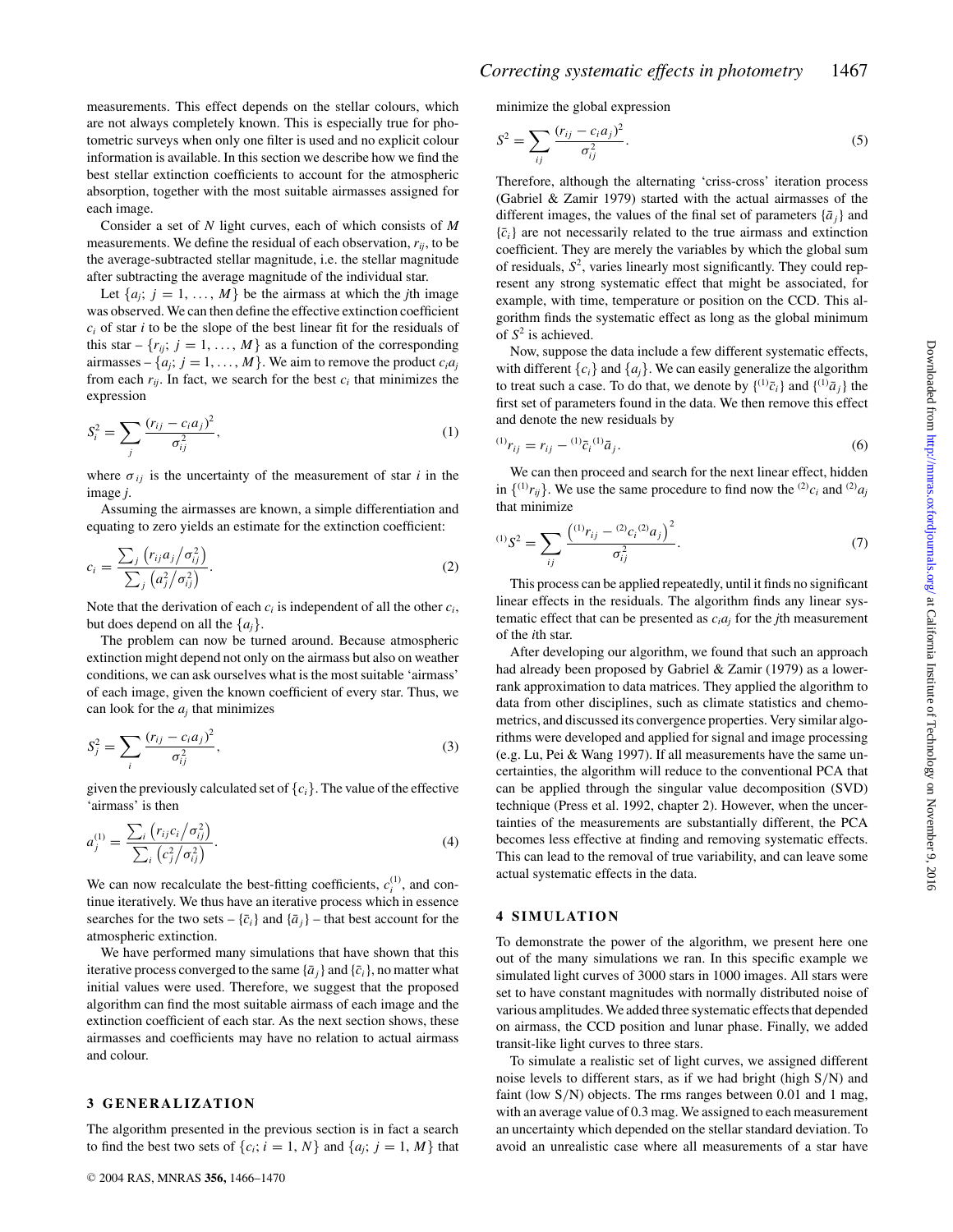measurements. This effect depends on the stellar colours, which are not always completely known. This is especially true for photometric surveys when only one filter is used and no explicit colour information is available. In this section we describe how we find the best stellar extinction coefficients to account for the atmospheric absorption, together with the most suitable airmasses assigned for each image.

Consider a set of $N$ light curves, each of which consists of $M$ measurements. We define the residual of each observation, $r_{ij}$, to be the average-subtracted stellar magnitude, i.e. the stellar magnitude after subtracting the average magnitude of the individual star.

Let $\{a_j;\ j = 1, \ldots, M\}$ be the airmass at which the $j$th image was observed. We can then define the effective extinction coefficient $c_i$ of star $i$ to be the slope of the best linear fit for the residuals of this star – $\{r_{ij};\ j = 1, \ldots, M\}$ as a function of the corresponding airmasses – $\{a_j;\ j = 1, \ldots, M\}$. We aim to remove the product $c_i a_j$ from each $r_{ij}$. In fact, we search for the best $c_i$ that minimizes the expression

$$S_i^2 = \sum_j \frac{(r_{ij} - c_i a_j)^2}{\sigma_{ij}^2}, \tag{1}$$

where $\sigma_{ij}$ is the uncertainty of the measurement of star $i$ in the image $j$.

Assuming the airmasses are known, a simple differentiation and equating to zero yields an estimate for the extinction coefficient:

$$c_i = \frac{\sum_j \left(r_{ij} a_j / \sigma_{ij}^2\right)}{\sum_j \left(a_j^2 / \sigma_{ij}^2\right)}. \tag{2}$$

Note that the derivation of each $c_i$ is independent of all the other $c_i$, but does depend on all the $\{a_j\}$.

The problem can now be turned around. Because atmospheric extinction might depend not only on the airmass but also on weather conditions, we can ask ourselves what is the most suitable 'airmass' of each image, given the known coefficient of every star. Thus, we can look for the $a_j$ that minimizes

$$S_j^2 = \sum_i \frac{(r_{ij} - c_i a_j)^2}{\sigma_{ij}^2}, \tag{3}$$

given the previously calculated set of $\{c_i\}$. The value of the effective 'airmass' is then

$$a_j^{(1)} = \frac{\sum_i \left(r_{ij} c_i / \sigma_{ij}^2\right)}{\sum_i \left(c_j^2 / \sigma_{ij}^2\right)}. \tag{4}$$

We can now recalculate the best-fitting coefficients, $c_i^{(1)}$, and continue iteratively. We thus have an iterative process which in essence searches for the two sets – $\{\bar{c}_i\}$ and $\{\bar{a}_j\}$ – that best account for the atmospheric extinction.

We have performed many simulations that have shown that this iterative process converged to the same $\{\bar{a}_j\}$ and $\{\bar{c}_i\}$, no matter what initial values were used. Therefore, we suggest that the proposed algorithm can find the most suitable airmass of each image and the extinction coefficient of each star. As the next section shows, these airmasses and coefficients may have no relation to actual airmass and colour.

## 3 GENERALIZATION

The algorithm presented in the previous section is in fact a search to find the best two sets of $\{c_i;\ i = 1, N\}$ and $\{a_j;\ j = 1, M\}$ that minimize the global expression

$$S^2 = \sum_{ij} \frac{(r_{ij} - c_i a_j)^2}{\sigma_{ij}^2}. \tag{5}$$

Therefore, although the alternating 'criss-cross' iteration process (Gabriel & Zamir 1979) started with the actual airmasses of the different images, the values of the final set of parameters $\{\bar{a}_j\}$ and $\{\bar{c}_i\}$ are not necessarily related to the true airmass and extinction coefficient. They are merely the variables by which the global sum of residuals, $S^2$, varies linearly most significantly. They could represent any strong systematic effect that might be associated, for example, with time, temperature or position on the CCD. This algorithm finds the systematic effect as long as the global minimum of $S^2$ is achieved.

Now, suppose the data include a few different systematic effects, with different $\{c_i\}$ and $\{a_j\}$. We can easily generalize the algorithm to treat such a case. To do that, we denote by $\{^{(1)}\bar{c}_i\}$ and $\{^{(1)}\bar{a}_j\}$ the first set of parameters found in the data. We then remove this effect and denote the new residuals by

$$^{(1)}r_{ij} = r_{ij} - {}^{(1)}\bar{c}_i\, {}^{(1)}\bar{a}_j. \tag{6}$$

We can then proceed and search for the next linear effect, hidden in $\{^{(1)}r_{ij}\}$. We use the same procedure to find now the $^{(2)}c_i$ and $^{(2)}a_j$ that minimize

$$^{(1)}S^2 = \sum_{ij} \frac{\left(^{(1)}r_{ij} - {}^{(2)}c_i\, {}^{(2)}a_j\right)^2}{\sigma_{ij}^2}. \tag{7}$$

This process can be applied repeatedly, until it finds no significant linear effects in the residuals. The algorithm finds any linear systematic effect that can be presented as $c_i a_j$ for the $j$th measurement of the $i$th star.

After developing our algorithm, we found that such an approach had already been proposed by Gabriel & Zamir (1979) as a lower-rank approximation to data matrices. They applied the algorithm to data from other disciplines, such as climate statistics and chemometrics, and discussed its convergence properties. Very similar algorithms were developed and applied for signal and image processing (e.g. Lu, Pei & Wang 1997). If all measurements have the same uncertainties, the algorithm will reduce to the conventional PCA that can be applied through the singular value decomposition (SVD) technique (Press et al. 1992, chapter 2). However, when the uncertainties of the measurements are substantially different, the PCA becomes less effective at finding and removing systematic effects. This can lead to the removal of true variability, and can leave some actual systematic effects in the data.

## 4 SIMULATION

To demonstrate the power of the algorithm, we present here one out of the many simulations we ran. In this specific example we simulated light curves of 3000 stars in 1000 images. All stars were set to have constant magnitudes with normally distributed noise of various amplitudes. We added three systematic effects that depended on airmass, the CCD position and lunar phase. Finally, we added transit-like light curves to three stars.

To simulate a realistic set of light curves, we assigned different noise levels to different stars, as if we had bright (high S/N) and faint (low S/N) objects. The rms ranges between 0.01 and 1 mag, with an average value of 0.3 mag. We assigned to each measurement an uncertainty which depended on the stellar standard deviation. To avoid an unrealistic case where all measurements of a star have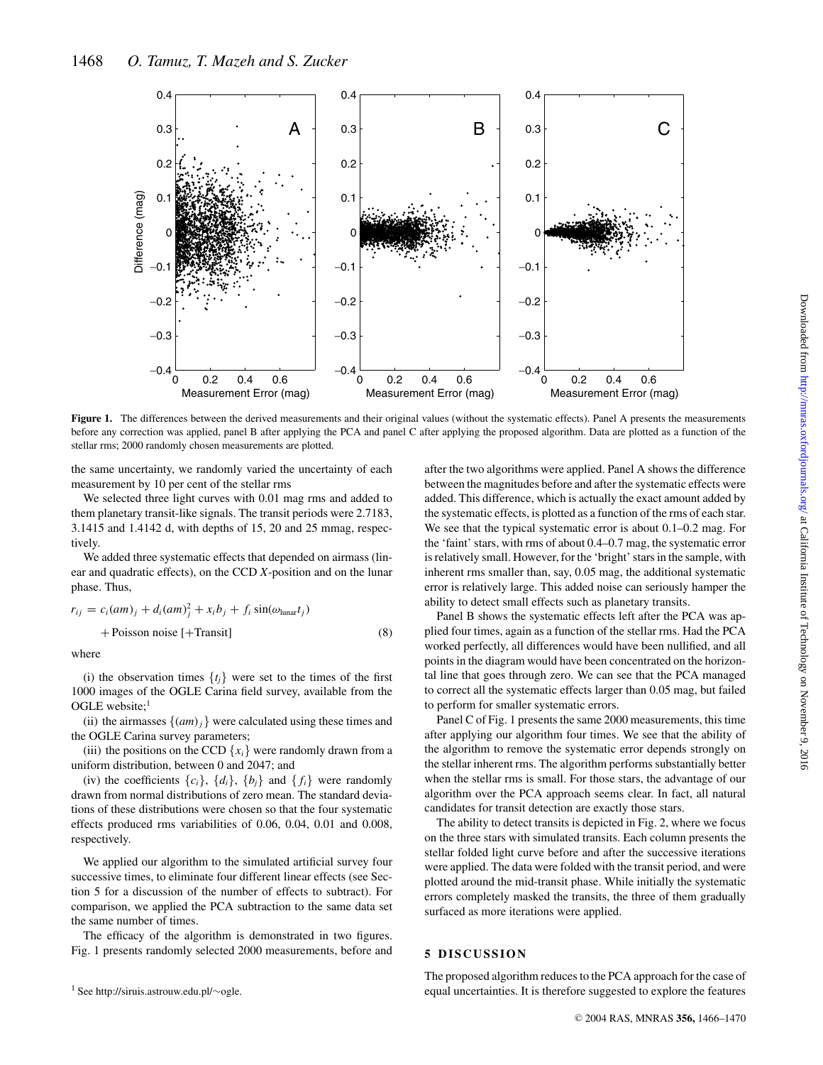**Figure 1.** The differences between the derived measurements and their original values (without the systematic effects). Panel A presents the measurements before any correction was applied, panel B after applying the PCA and panel C after applying the proposed algorithm. Data are plotted as a function of the stellar rms; 2000 randomly chosen measurements are plotted.

the same uncertainty, we randomly varied the uncertainty of each measurement by 10 per cent of the stellar rms

We selected three light curves with 0.01 mag rms and added to them planetary transit-like signals. The transit periods were 2.7183, 3.1415 and 1.4142 d, with depths of 15, 20 and 25 mmag, respectively.

We added three systematic effects that depended on airmass (linear and quadratic effects), on the CCD $X$-position and on the lunar phase. Thus,

$$r_{ij} = c_i(am)_j + d_i(am)_j^2 + x_i b_j + f_i \sin(\omega_{\mathrm{lunar}} t_j) + \text{Poisson noise } [+\text{Transit}] \quad (8)$$

where

(i) the observation times $\{t_j\}$ were set to the times of the first 1000 images of the OGLE Carina field survey, available from the OGLE website;[1]

(ii) the airmasses $\{(am)_j\}$ were calculated using these times and the OGLE Carina survey parameters;

(iii) the positions on the CCD $\{x_i\}$ were randomly drawn from a uniform distribution, between 0 and 2047; and

(iv) the coefficients $\{c_i\}$, $\{d_i\}$, $\{b_j\}$ and $\{f_i\}$ were randomly drawn from normal distributions of zero mean. The standard deviations of these distributions were chosen so that the four systematic effects produced rms variabilities of 0.06, 0.04, 0.01 and 0.008, respectively.

We applied our algorithm to the simulated artificial survey four successive times, to eliminate four different linear effects (see Section 5 for a discussion of the number of effects to subtract). For comparison, we applied the PCA subtraction to the same data set the same number of times.

The efficacy of the algorithm is demonstrated in two figures. Fig. 1 presents randomly selected 2000 measurements, before and after the two algorithms were applied. Panel A shows the difference between the magnitudes before and after the systematic effects were added. This difference, which is actually the exact amount added by the systematic effects, is plotted as a function of the rms of each star. We see that the typical systematic error is about 0.1–0.2 mag. For the 'faint' stars, with rms of about 0.4–0.7 mag, the systematic error is relatively small. However, for the 'bright' stars in the sample, with inherent rms smaller than, say, 0.05 mag, the additional systematic error is relatively large. This added noise can seriously hamper the ability to detect small effects such as planetary transits.

Panel B shows the systematic effects left after the PCA was applied four times, again as a function of the stellar rms. Had the PCA worked perfectly, all differences would have been nullified, and all points in the diagram would have been concentrated on the horizontal line that goes through zero. We can see that the PCA managed to correct all the systematic effects larger than 0.05 mag, but failed to perform for smaller systematic errors.

Panel C of Fig. 1 presents the same 2000 measurements, this time after applying our algorithm four times. We see that the ability of the algorithm to remove the systematic error depends strongly on the stellar inherent rms. The algorithm performs substantially better when the stellar rms is small. For those stars, the advantage of our algorithm over the PCA approach seems clear. In fact, all natural candidates for transit detection are exactly those stars.

The ability to detect transits is depicted in Fig. 2, where we focus on the three stars with simulated transits. Each column presents the stellar folded light curve before and after the successive iterations were applied. The data were folded with the transit period, and were plotted around the mid-transit phase. While initially the systematic errors completely masked the transits, the three of them gradually surfaced as more iterations were applied.

## 5 DISCUSSION

The proposed algorithm reduces to the PCA approach for the case of equal uncertainties. It is therefore suggested to explore the features

[1] See http://siruis.astrouw.edu.pl/~ogle.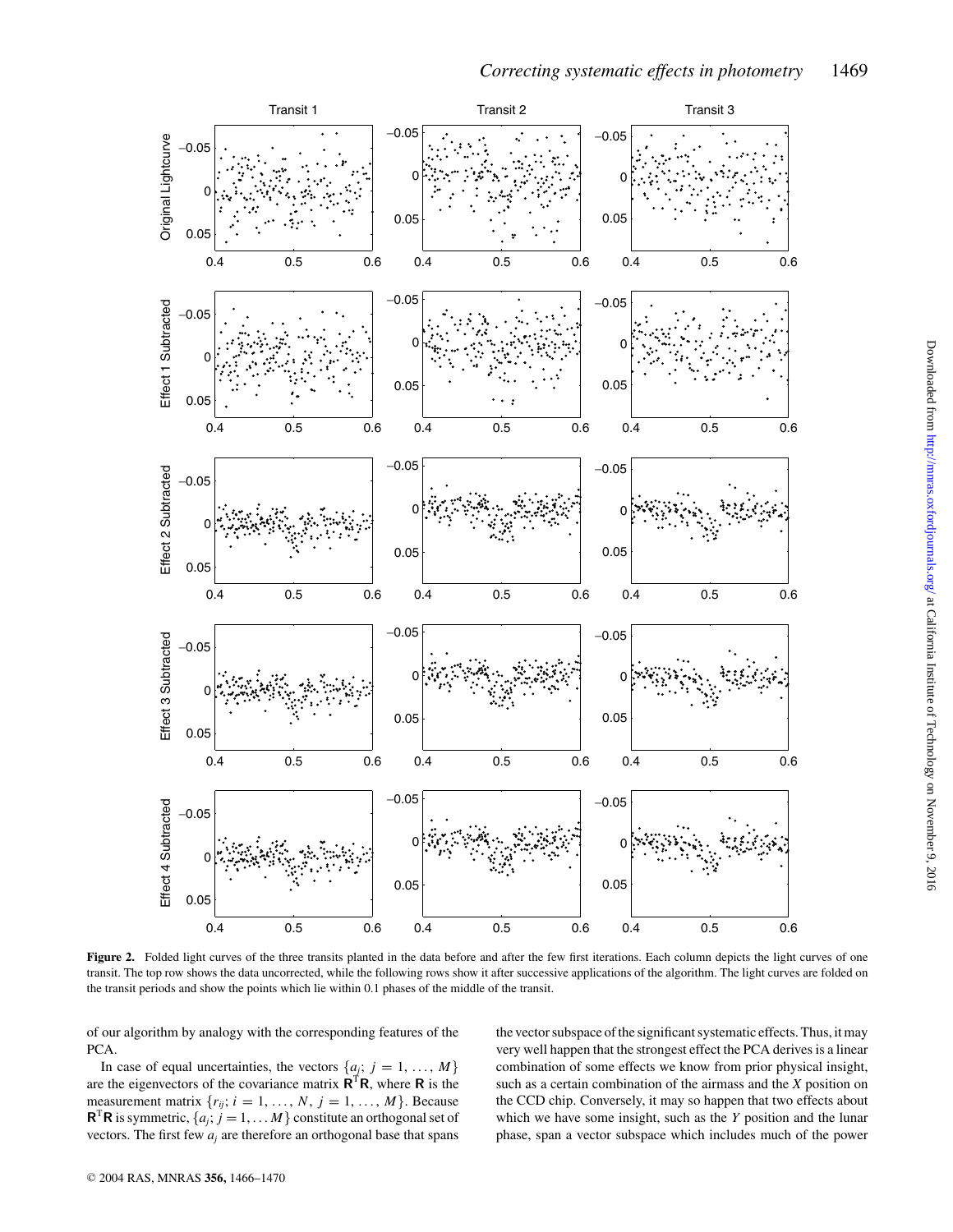**Figure 2.** Folded light curves of the three transits planted in the data before and after the few first iterations. Each column depicts the light curves of one transit. The top row shows the data uncorrected, while the following rows show it after successive applications of the algorithm. The light curves are folded on the transit periods and show the points which lie within 0.1 phases of the middle of the transit.

of our algorithm by analogy with the corresponding features of the PCA.

In case of equal uncertainties, the vectors $\{a_j;\ j = 1, \ldots, M\}$ are the eigenvectors of the covariance matrix $\mathbf{R}^{\mathrm{T}}\mathbf{R}$, where $\mathbf{R}$ is the measurement matrix $\{r_{ij};\ i = 1, \ldots, N,\ j = 1, \ldots, M\}$. Because $\mathbf{R}^{\mathrm{T}}\mathbf{R}$ is symmetric, $\{a_j; j = 1, \ldots M\}$ constitute an orthogonal set of vectors. The first few $a_j$ are therefore an orthogonal base that spans the vector subspace of the significant systematic effects. Thus, it may very well happen that the strongest effect the PCA derives is a linear combination of some effects we know from prior physical insight, such as a certain combination of the airmass and the $X$ position on the CCD chip. Conversely, it may so happen that two effects about which we have some insight, such as the $Y$ position and the lunar phase, span a vector subspace which includes much of the power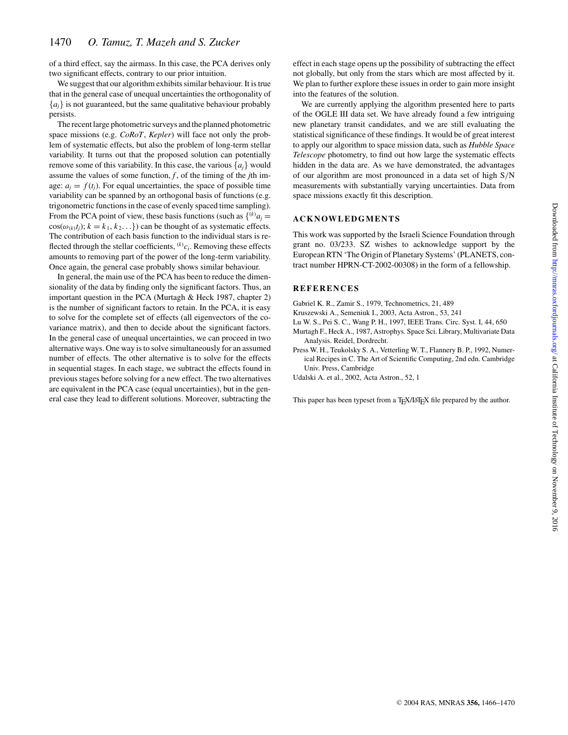of a third effect, say the airmass. In this case, the PCA derives only two significant effects, contrary to our prior intuition.

We suggest that our algorithm exhibits similar behaviour. It is true that in the general case of unequal uncertainties the orthogonality of $\{a_j\}$ is not guaranteed, but the same qualitative behaviour probably persists.

The recent large photometric surveys and the planned photometric space missions (e.g. *CoRoT*, *Kepler*) will face not only the problem of systematic effects, but also the problem of long-term stellar variability. It turns out that the proposed solution can potentially remove some of this variability. In this case, the various $\{a_j\}$ would assume the values of some function, $f$, of the timing of the $j$th image: $a_j = f(t_j)$. For equal uncertainties, the space of possible time variability can be spanned by an orthogonal basis of functions (e.g. trigonometric functions in the case of evenly spaced time sampling). From the PCA point of view, these basis functions (such as $\{^{(k)}a_j = \cos(\omega_{(k)} t_j); k = k_1, k_2 \ldots\}$) can be thought of as systematic effects. The contribution of each basis function to the individual stars is reflected through the stellar coefficients, $^{(k)}c_i$. Removing these effects amounts to removing part of the power of the long-term variability. Once again, the general case probably shows similar behaviour.

In general, the main use of the PCA has been to reduce the dimensionality of the data by finding only the significant factors. Thus, an important question in the PCA (Murtagh & Heck 1987, chapter 2) is the number of significant factors to retain. In the PCA, it is easy to solve for the complete set of effects (all eigenvectors of the covariance matrix), and then to decide about the significant factors. In the general case of unequal uncertainties, we can proceed in two alternative ways. One way is to solve simultaneously for an assumed number of effects. The other alternative is to solve for the effects in sequential stages. In each stage, we subtract the effects found in previous stages before solving for a new effect. The two alternatives are equivalent in the PCA case (equal uncertainties), but in the general case they lead to different solutions. Moreover, subtracting the effect in each stage opens up the possibility of subtracting the effect not globally, but only from the stars which are most affected by it. We plan to further explore these issues in order to gain more insight into the features of the solution.

We are currently applying the algorithm presented here to parts of the OGLE III data set. We have already found a few intriguing new planetary transit candidates, and we are still evaluating the statistical significance of these findings. It would be of great interest to apply our algorithm to space mission data, such as *Hubble Space Telescope* photometry, to find out how large the systematic effects hidden in the data are. As we have demonstrated, the advantages of our algorithm are most pronounced in a data set of high S/N measurements with substantially varying uncertainties. Data from space missions exactly fit this description.

## ACKNOWLEDGMENTS

This work was supported by the Israeli Science Foundation through grant no. 03/233. SZ wishes to acknowledge support by the European RTN 'The Origin of Planetary Systems' (PLANETS, contract number HPRN-CT-2002-00308) in the form of a fellowship.

## REFERENCES

Gabriel K. R., Zamir S., 1979, Technometrics, 21, 489

Kruszewski A., Semeniuk I., 2003, Acta Astron., 53, 241

Lu W. S., Pei S. C., Wang P. H., 1997, IEEE Trans. Circ. Syst. I, 44, 650

Murtagh F., Heck A., 1987, Astrophys. Space Sci. Library, Multivariate Data Analysis. Reidel, Dordrecht.

Press W. H., Teukolsky S. A., Vetterling W. T., Flannery B. P., 1992, Numerical Recipes in C. The Art of Scientific Computing, 2nd edn. Cambridge Univ. Press, Cambridge

Udalski A. et al., 2002, Acta Astron., 52, 1

This paper has been typeset from a TEX/LATEX file prepared by the author.